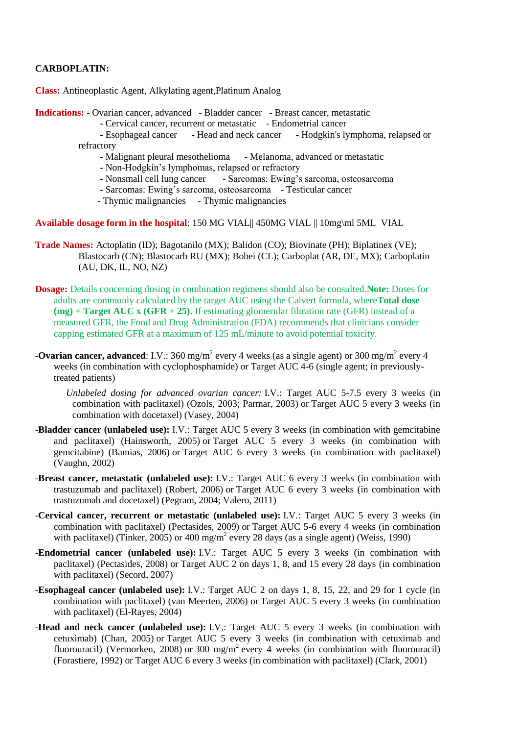**CARBOPLATIN:**

**Class:** Antineoplastic Agent, Alkylating agent,Platinum Analog

**Indications:**
- Ovarian cancer, advanced
- Bladder cancer
- Breast cancer, metastatic
- Cervical cancer, recurrent or metastatic
- Endometrial cancer
- Esophageal cancer
- Head and neck cancer
- Hodgkin's lymphoma, relapsed or refractory
- Malignant pleural mesothelioma
- Melanoma, advanced or metastatic
- Non-Hodgkin's lymphomas, relapsed or refractory
- Nonsmall cell lung cancer
- Sarcomas: Ewing's sarcoma, osteosarcoma
- Sarcomas: Ewing's sarcoma, osteosarcoma
- Testicular cancer
- Thymic malignancies
- Thymic malignancies

**Available dosage form in the hospital**: 150 MG VIAL|| 450MG VIAL || 10mg\ml 5ML VIAL

**Trade Names:** Actoplatin (ID); Bagotanilo (MX); Balidon (CO); Biovinate (PH); Biplatinex (VE); Blastocarb (CN); Blastocarb RU (MX); Bobei (CL); Carboplat (AR, DE, MX); Carboplatin (AU, DK, IL, NO, NZ)

**Dosage:** Details concerning dosing in combination regimens should also be consulted.**Note:** Doses for adults are commonly calculated by the target AUC using the Calvert formula, where**Total dose (mg) = Target AUC x (GFR + 25)**. If estimating glomerular filtration rate (GFR) instead of a measured GFR, the Food and Drug Administration (FDA) recommends that clinicians consider capping estimated GFR at a maximum of 125 mL/minute to avoid potential toxicity.

-**Ovarian cancer, advanced**: I.V.: 360 mg/m$^2$ every 4 weeks (as a single agent) or 300 mg/m$^2$ every 4 weeks (in combination with cyclophosphamide) or Target AUC 4-6 (single agent; in previously-treated patients)

*Unlabeled dosing for advanced ovarian cancer:* I.V.: Target AUC 5-7.5 every 3 weeks (in combination with paclitaxel) (Ozols, 2003; Parmar, 2003) or Target AUC 5 every 3 weeks (in combination with docetaxel) (Vasey, 2004)

-**Bladder cancer (unlabeled use):** I.V.: Target AUC 5 every 3 weeks (in combination with gemcitabine and paclitaxel) (Hainsworth, 2005) or Target AUC 5 every 3 weeks (in combination with gemcitabine) (Bamias, 2006) or Target AUC 6 every 3 weeks (in combination with paclitaxel) (Vaughn, 2002)

-**Breast cancer, metastatic (unlabeled use):** I.V.: Target AUC 6 every 3 weeks (in combination with trastuzumab and paclitaxel) (Robert, 2006) or Target AUC 6 every 3 weeks (in combination with trastuzumab and docetaxel) (Pegram, 2004; Valero, 2011)

-**Cervical cancer, recurrent or metastatic (unlabeled use):** I.V.: Target AUC 5 every 3 weeks (in combination with paclitaxel) (Pectasides, 2009) or Target AUC 5-6 every 4 weeks (in combination with paclitaxel) (Tinker, 2005) or 400 mg/m$^2$ every 28 days (as a single agent) (Weiss, 1990)

-**Endometrial cancer (unlabeled use):** I.V.: Target AUC 5 every 3 weeks (in combination with paclitaxel) (Pectasides, 2008) or Target AUC 2 on days 1, 8, and 15 every 28 days (in combination with paclitaxel) (Secord, 2007)

-**Esophageal cancer (unlabeled use):** I.V.: Target AUC 2 on days 1, 8, 15, 22, and 29 for 1 cycle (in combination with paclitaxel) (van Meerten, 2006) or Target AUC 5 every 3 weeks (in combination with paclitaxel) (El-Rayes, 2004)

-**Head and neck cancer (unlabeled use):** I.V.: Target AUC 5 every 3 weeks (in combination with cetuximab) (Chan, 2005) or Target AUC 5 every 3 weeks (in combination with cetuximab and fluorouracil) (Vermorken, 2008) or 300 mg/m$^2$ every 4 weeks (in combination with fluorouracil) (Forastiere, 1992) or Target AUC 6 every 3 weeks (in combination with paclitaxel) (Clark, 2001)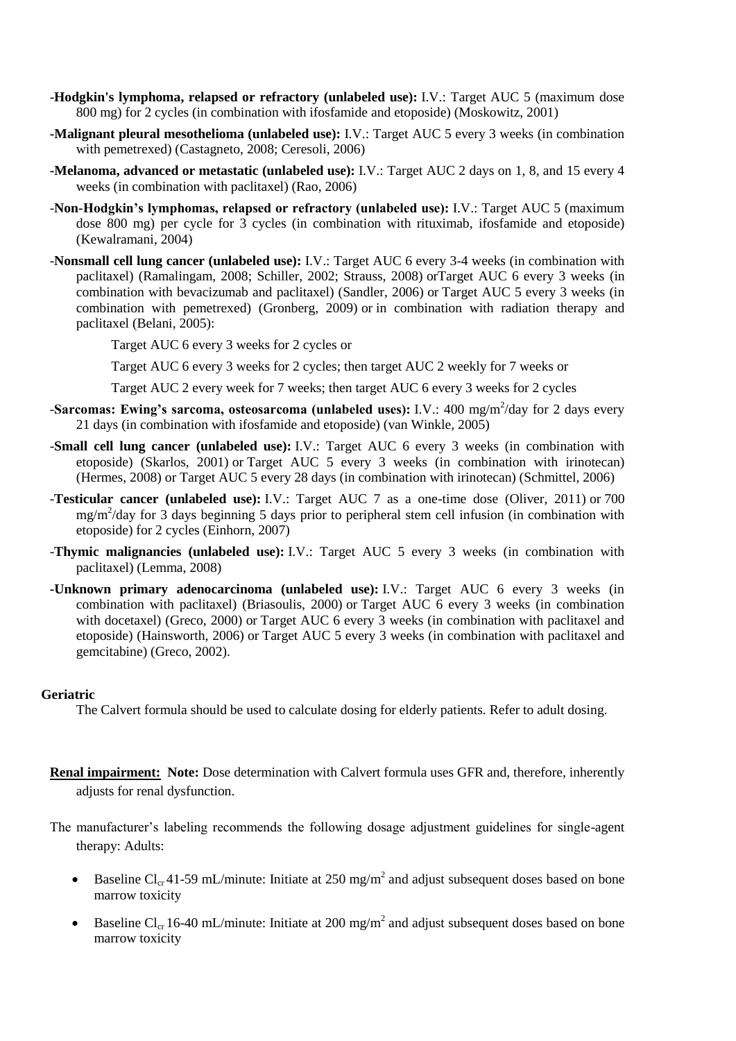- **Hodgkin's lymphoma, relapsed or refractory (unlabeled use):** I.V.: Target AUC 5 (maximum dose 800 mg) for 2 cycles (in combination with ifosfamide and etoposide) (Moskowitz, 2001)

- **Malignant pleural mesothelioma (unlabeled use):** I.V.: Target AUC 5 every 3 weeks (in combination with pemetrexed) (Castagneto, 2008; Ceresoli, 2006)

- **Melanoma, advanced or metastatic (unlabeled use):** I.V.: Target AUC 2 days on 1, 8, and 15 every 4 weeks (in combination with paclitaxel) (Rao, 2006)

- **Non-Hodgkin's lymphomas, relapsed or refractory (unlabeled use):** I.V.: Target AUC 5 (maximum dose 800 mg) per cycle for 3 cycles (in combination with rituximab, ifosfamide and etoposide) (Kewalramani, 2004)

- **Nonsmall cell lung cancer (unlabeled use):** I.V.: Target AUC 6 every 3-4 weeks (in combination with paclitaxel) (Ramalingam, 2008; Schiller, 2002; Strauss, 2008) orTarget AUC 6 every 3 weeks (in combination with bevacizumab and paclitaxel) (Sandler, 2006) or Target AUC 5 every 3 weeks (in combination with pemetrexed) (Gronberg, 2009) or in combination with radiation therapy and paclitaxel (Belani, 2005):

  Target AUC 6 every 3 weeks for 2 cycles or

  Target AUC 6 every 3 weeks for 2 cycles; then target AUC 2 weekly for 7 weeks or

  Target AUC 2 every week for 7 weeks; then target AUC 6 every 3 weeks for 2 cycles

- **Sarcomas: Ewing's sarcoma, osteosarcoma (unlabeled uses):** I.V.: 400 mg/m$^2$/day for 2 days every 21 days (in combination with ifosfamide and etoposide) (van Winkle, 2005)

- **Small cell lung cancer (unlabeled use):** I.V.: Target AUC 6 every 3 weeks (in combination with etoposide) (Skarlos, 2001) or Target AUC 5 every 3 weeks (in combination with irinotecan) (Hermes, 2008) or Target AUC 5 every 28 days (in combination with irinotecan) (Schmittel, 2006)

- **Testicular cancer (unlabeled use):** I.V.: Target AUC 7 as a one-time dose (Oliver, 2011) or 700 mg/m$^2$/day for 3 days beginning 5 days prior to peripheral stem cell infusion (in combination with etoposide) for 2 cycles (Einhorn, 2007)

- **Thymic malignancies (unlabeled use):** I.V.: Target AUC 5 every 3 weeks (in combination with paclitaxel) (Lemma, 2008)

- **Unknown primary adenocarcinoma (unlabeled use):** I.V.: Target AUC 6 every 3 weeks (in combination with paclitaxel) (Briasoulis, 2000) or Target AUC 6 every 3 weeks (in combination with docetaxel) (Greco, 2000) or Target AUC 6 every 3 weeks (in combination with paclitaxel and etoposide) (Hainsworth, 2006) or Target AUC 5 every 3 weeks (in combination with paclitaxel and gemcitabine) (Greco, 2002).

**Geriatric**

The Calvert formula should be used to calculate dosing for elderly patients. Refer to adult dosing.

**Renal impairment:** **Note:** Dose determination with Calvert formula uses GFR and, therefore, inherently adjusts for renal dysfunction.

The manufacturer's labeling recommends the following dosage adjustment guidelines for single-agent therapy: Adults:

- Baseline $Cl_{cr}$ 41-59 mL/minute: Initiate at 250 mg/m$^2$ and adjust subsequent doses based on bone marrow toxicity
- Baseline $Cl_{cr}$ 16-40 mL/minute: Initiate at 200 mg/m$^2$ and adjust subsequent doses based on bone marrow toxicity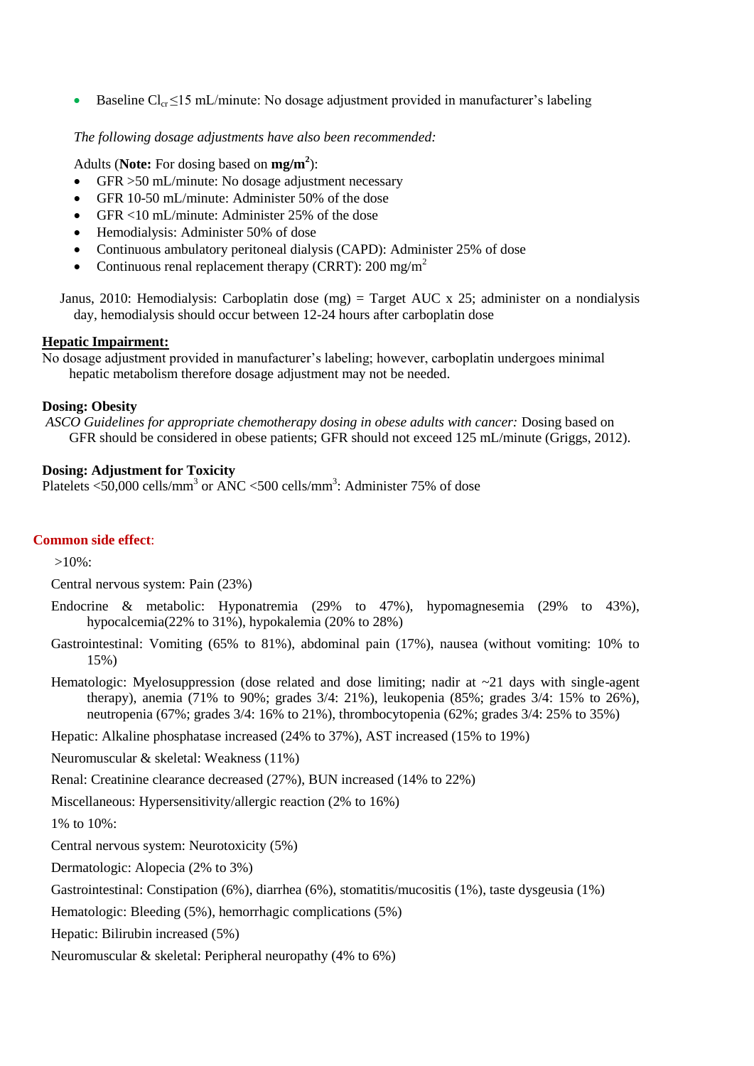- Baseline $Cl_{cr} \leq 15$ mL/minute: No dosage adjustment provided in manufacturer's labeling

*The following dosage adjustments have also been recommended:*

Adults (**Note:** For dosing based on **$mg/m^2$**):

- GFR >50 mL/minute: No dosage adjustment necessary
- GFR 10-50 mL/minute: Administer 50% of the dose
- GFR <10 mL/minute: Administer 25% of the dose
- Hemodialysis: Administer 50% of dose
- Continuous ambulatory peritoneal dialysis (CAPD): Administer 25% of dose
- Continuous renal replacement therapy (CRRT): 200 $mg/m^2$

Janus, 2010: Hemodialysis: Carboplatin dose (mg) = Target AUC x 25; administer on a nondialysis day, hemodialysis should occur between 12-24 hours after carboplatin dose

**Hepatic Impairment:**

No dosage adjustment provided in manufacturer's labeling; however, carboplatin undergoes minimal hepatic metabolism therefore dosage adjustment may not be needed.

**Dosing: Obesity**

*ASCO Guidelines for appropriate chemotherapy dosing in obese adults with cancer:* Dosing based on GFR should be considered in obese patients; GFR should not exceed 125 mL/minute (Griggs, 2012).

**Dosing: Adjustment for Toxicity**

Platelets <50,000 cells/$mm^3$ or ANC <500 cells/$mm^3$: Administer 75% of dose

**Common side effect**:

>10%:

Central nervous system: Pain (23%)

Endocrine & metabolic: Hyponatremia (29% to 47%), hypomagnesemia (29% to 43%), hypocalcemia(22% to 31%), hypokalemia (20% to 28%)

Gastrointestinal: Vomiting (65% to 81%), abdominal pain (17%), nausea (without vomiting: 10% to 15%)

Hematologic: Myelosuppression (dose related and dose limiting; nadir at ~21 days with single-agent therapy), anemia (71% to 90%; grades 3/4: 21%), leukopenia (85%; grades 3/4: 15% to 26%), neutropenia (67%; grades 3/4: 16% to 21%), thrombocytopenia (62%; grades 3/4: 25% to 35%)

Hepatic: Alkaline phosphatase increased (24% to 37%), AST increased (15% to 19%)

Neuromuscular & skeletal: Weakness (11%)

Renal: Creatinine clearance decreased (27%), BUN increased (14% to 22%)

Miscellaneous: Hypersensitivity/allergic reaction (2% to 16%)

1% to 10%:

Central nervous system: Neurotoxicity (5%)

Dermatologic: Alopecia (2% to 3%)

Gastrointestinal: Constipation (6%), diarrhea (6%), stomatitis/mucositis (1%), taste dysgeusia (1%)

Hematologic: Bleeding (5%), hemorrhagic complications (5%)

Hepatic: Bilirubin increased (5%)

Neuromuscular & skeletal: Peripheral neuropathy (4% to 6%)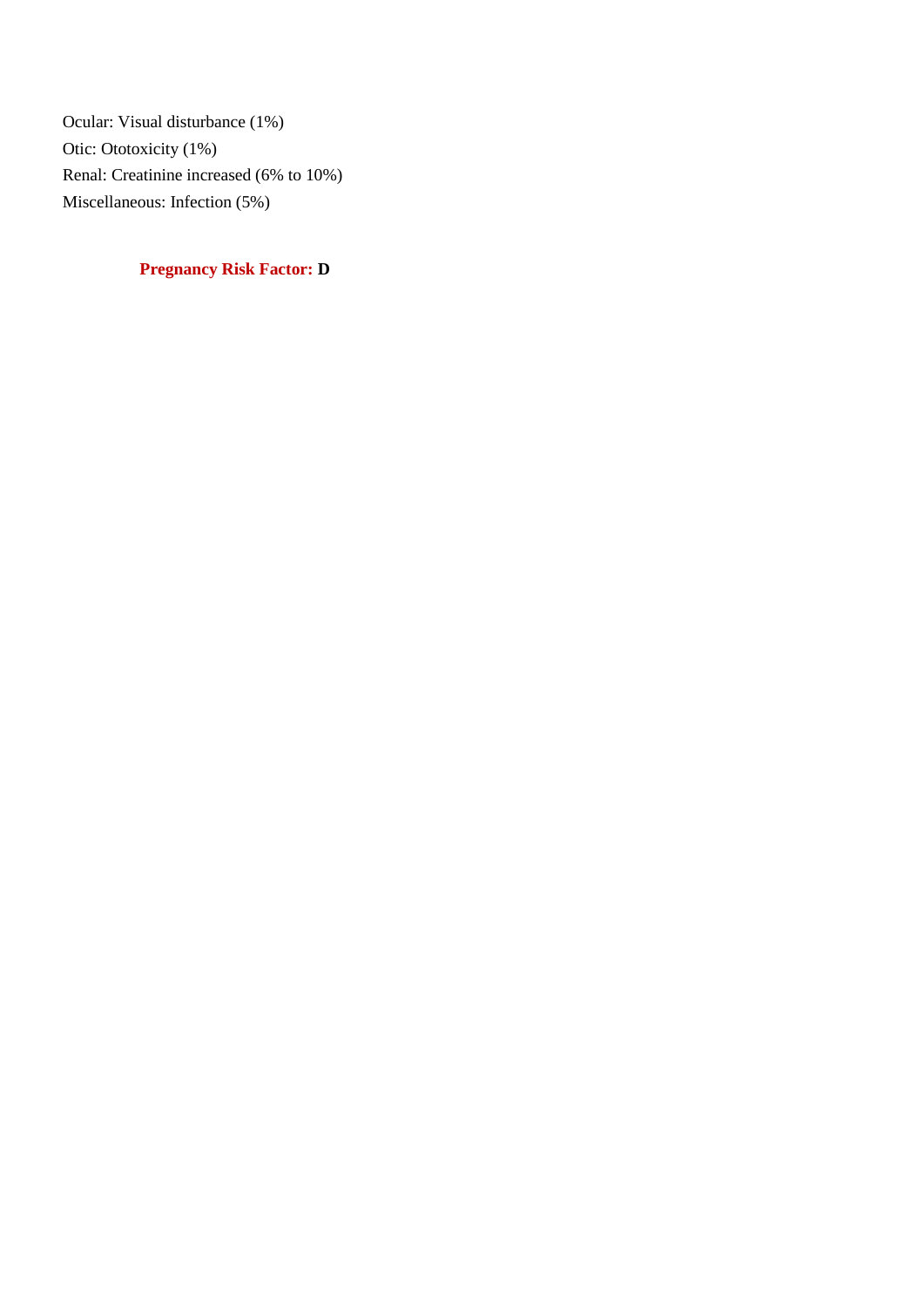Ocular: Visual disturbance (1%)
Otic: Ototoxicity (1%)
Renal: Creatinine increased (6% to 10%)
Miscellaneous: Infection (5%)

**Pregnancy Risk Factor: D**